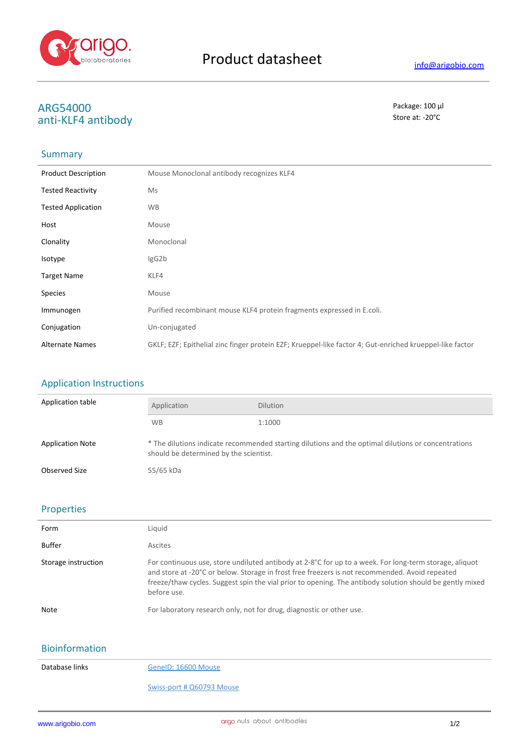# Product datasheet

info@arigobio.com

## ARG54000
## anti-KLF4 antibody

Package: 100 μl
Store at: -20°C

## Summary

| | |
|---|---|
| Product Description | Mouse Monoclonal antibody recognizes KLF4 |
| Tested Reactivity | Ms |
| Tested Application | WB |
| Host | Mouse |
| Clonality | Monoclonal |
| Isotype | IgG2b |
| Target Name | KLF4 |
| Species | Mouse |
| Immunogen | Purified recombinant mouse KLF4 protein fragments expressed in E.coli. |
| Conjugation | Un-conjugated |
| Alternate Names | GKLF; EZF; Epithelial zinc finger protein EZF; Krueppel-like factor 4; Gut-enriched krueppel-like factor |

## Application Instructions

Application table

| Application | Dilution |
|---|---|
| WB | 1:1000 |

| | |
|---|---|
| Application Note | * The dilutions indicate recommended starting dilutions and the optimal dilutions or concentrations should be determined by the scientist. |
| Observed Size | 55/65 kDa |

## Properties

| | |
|---|---|
| Form | Liquid |
| Buffer | Ascites |
| Storage instruction | For continuous use, store undiluted antibody at 2-8°C for up to a week. For long-term storage, aliquot and store at -20°C or below. Storage in frost free freezers is not recommended. Avoid repeated freeze/thaw cycles. Suggest spin the vial prior to opening. The antibody solution should be gently mixed before use. |
| Note | For laboratory research only, not for drug, diagnostic or other use. |

## Bioinformation

| | |
|---|---|
| Database links | GeneID: 16600 Mouse |
| | Swiss-port # Q60793 Mouse |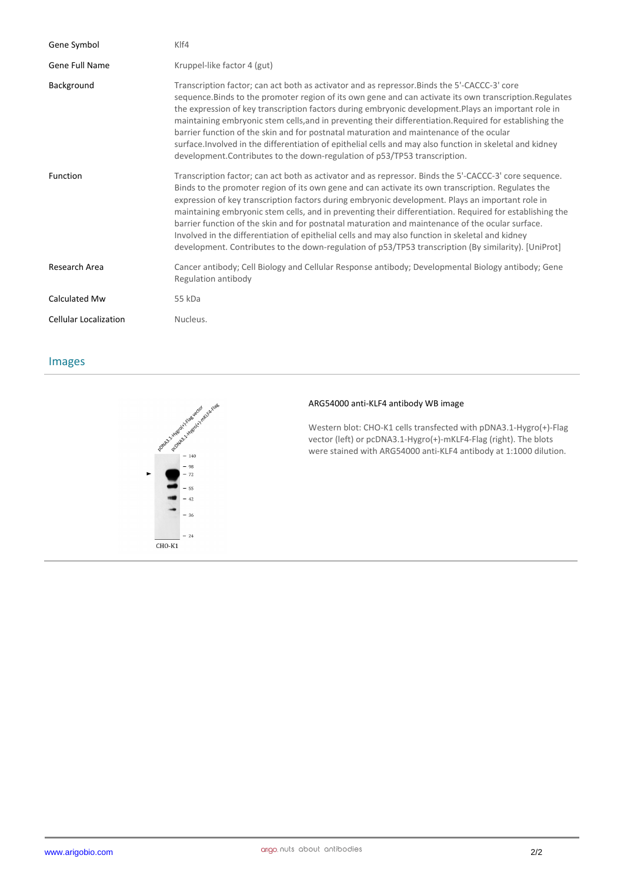| | |
|---|---|
| Gene Symbol | Klf4 |
| Gene Full Name | Kruppel-like factor 4 (gut) |
| Background | Transcription factor; can act both as activator and as repressor.Binds the 5'-CACCC-3' core sequence.Binds to the promoter region of its own gene and can activate its own transcription.Regulates the expression of key transcription factors during embryonic development.Plays an important role in maintaining embryonic stem cells,and in preventing their differentiation.Required for establishing the barrier function of the skin and for postnatal maturation and maintenance of the ocular surface.Involved in the differentiation of epithelial cells and may also function in skeletal and kidney development.Contributes to the down-regulation of p53/TP53 transcription. |
| Function | Transcription factor; can act both as activator and as repressor. Binds the 5'-CACCC-3' core sequence. Binds to the promoter region of its own gene and can activate its own transcription. Regulates the expression of key transcription factors during embryonic development. Plays an important role in maintaining embryonic stem cells, and in preventing their differentiation. Required for establishing the barrier function of the skin and for postnatal maturation and maintenance of the ocular surface. Involved in the differentiation of epithelial cells and may also function in skeletal and kidney development. Contributes to the down-regulation of p53/TP53 transcription (By similarity). [UniProt] |
| Research Area | Cancer antibody; Cell Biology and Cellular Response antibody; Developmental Biology antibody; Gene Regulation antibody |
| Calculated Mw | 55 kDa |
| Cellular Localization | Nucleus. |

## Images

pDNA3.1-Hygro(+)-Flag vector
pcDNA3.1-Hygro(+)-mKLF4-Flag

140
98
72
55
42
36
24

CHO-K1

**ARG54000 anti-KLF4 antibody WB image**

Western blot: CHO-K1 cells transfected with pDNA3.1-Hygro(+)-Flag vector (left) or pcDNA3.1-Hygro(+)-mKLF4-Flag (right). The blots were stained with ARG54000 anti-KLF4 antibody at 1:1000 dilution.